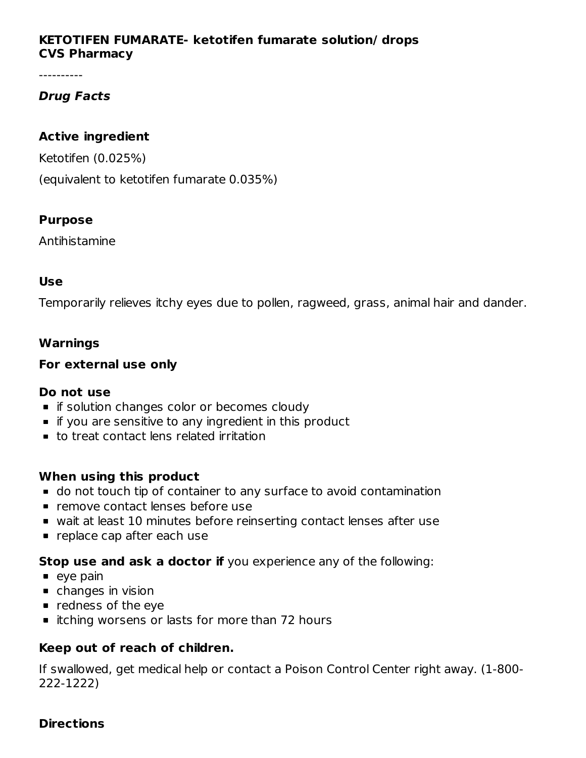**KETOTIFEN FUMARATE- ketotifen fumarate solution/ drops**
**CVS Pharmacy**

----------

***Drug Facts***

### Active ingredient

Ketotifen (0.025%)

(equivalent to ketotifen fumarate 0.035%)

### Purpose

Antihistamine

### Use

Temporarily relieves itchy eyes due to pollen, ragweed, grass, animal hair and dander.

### Warnings

**For external use only**

**Do not use**

- if solution changes color or becomes cloudy
- if you are sensitive to any ingredient in this product
- to treat contact lens related irritation

**When using this product**

- do not touch tip of container to any surface to avoid contamination
- remove contact lenses before use
- wait at least 10 minutes before reinserting contact lenses after use
- replace cap after each use

**Stop use and ask a doctor if** you experience any of the following:

- eye pain
- changes in vision
- redness of the eye
- itching worsens or lasts for more than 72 hours

**Keep out of reach of children.**

If swallowed, get medical help or contact a Poison Control Center right away. (1-800-222-1222)

### Directions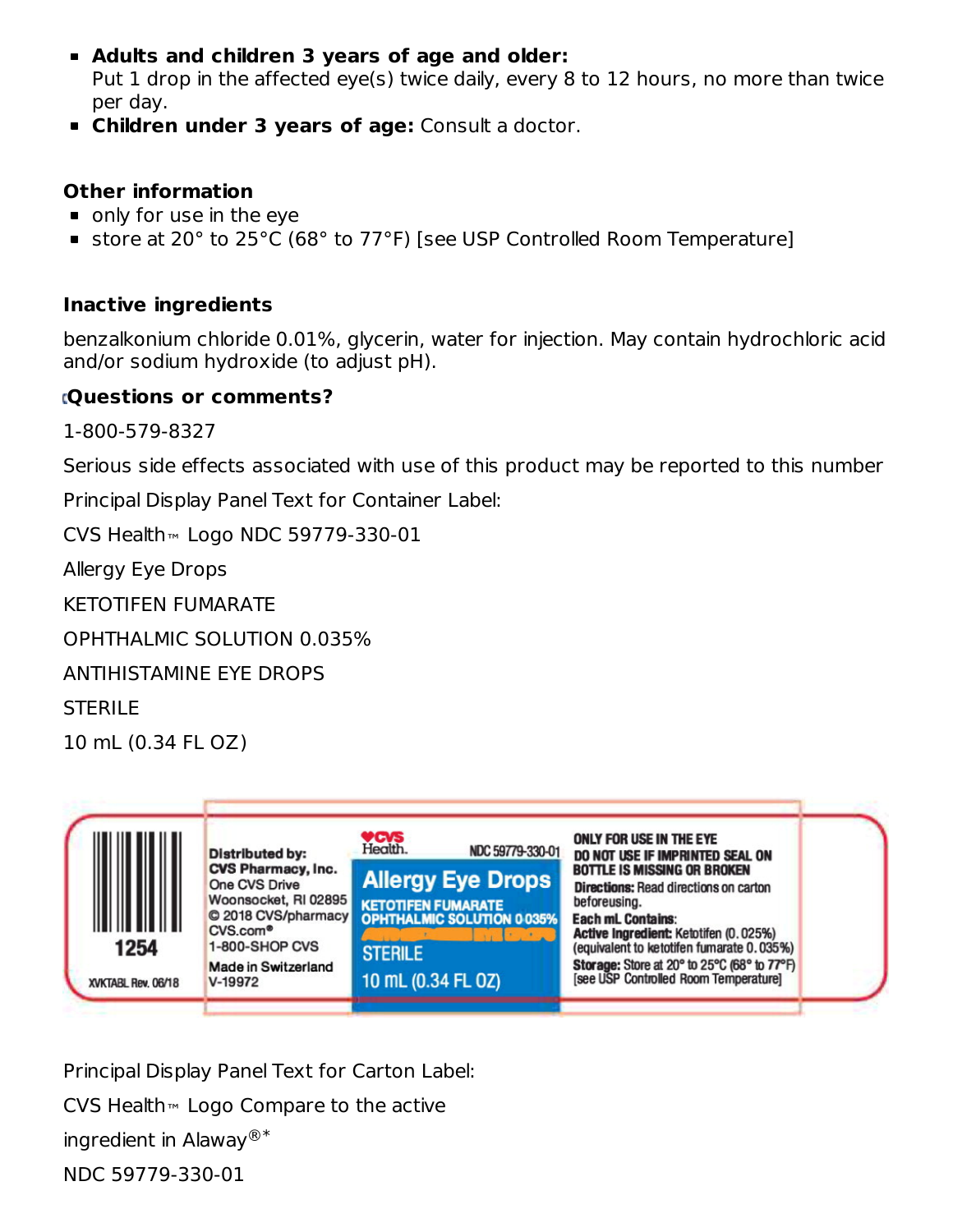- **Adults and children 3 years of age and older:** Put 1 drop in the affected eye(s) twice daily, every 8 to 12 hours, no more than twice per day.
- **Children under 3 years of age:** Consult a doctor.

**Other information**

- only for use in the eye
- store at 20° to 25°C (68° to 77°F) [see USP Controlled Room Temperature]

**Inactive ingredients**

benzalkonium chloride 0.01%, glycerin, water for injection. May contain hydrochloric acid and/or sodium hydroxide (to adjust pH).

**Questions or comments?**

1-800-579-8327

Serious side effects associated with use of this product may be reported to this number

Principal Display Panel Text for Container Label:

CVS Health™ Logo NDC 59779-330-01

Allergy Eye Drops

KETOTIFEN FUMARATE

OPHTHALMIC SOLUTION 0.035%

ANTIHISTAMINE EYE DROPS

STERILE

10 mL (0.34 FL OZ)

1254

XVKTABL Rev. 06/18

Distributed by:
CVS Pharmacy, Inc.
One CVS Drive
Woonsocket, RI 02895
© 2018 CVS/pharmacy
CVS.com®
1-800-SHOP CVS
Made in Switzerland
V-19972

CVS Health. NDC 59779-330-01

Allergy Eye Drops
KETOTIFEN FUMARATE
OPHTHALMIC SOLUTION 0.035%
ANTIHISTAMINE EYE DROPS
STERILE
10 mL (0.34 FL OZ)

ONLY FOR USE IN THE EYE
DO NOT USE IF IMPRINTED SEAL ON BOTTLE IS MISSING OR BROKEN
**Directions:** Read directions on carton beforeusing.
**Each mL Contains:**
**Active Ingredient:** Ketotifen (0.025%) (equivalent to ketotifen fumarate 0.035%)
**Storage:** Store at 20° to 25°C (68° to 77°F) [see USP Controlled Room Temperature]

Principal Display Panel Text for Carton Label:

CVS Health™ Logo Compare to the active

ingredient in Alaway®*

NDC 59779-330-01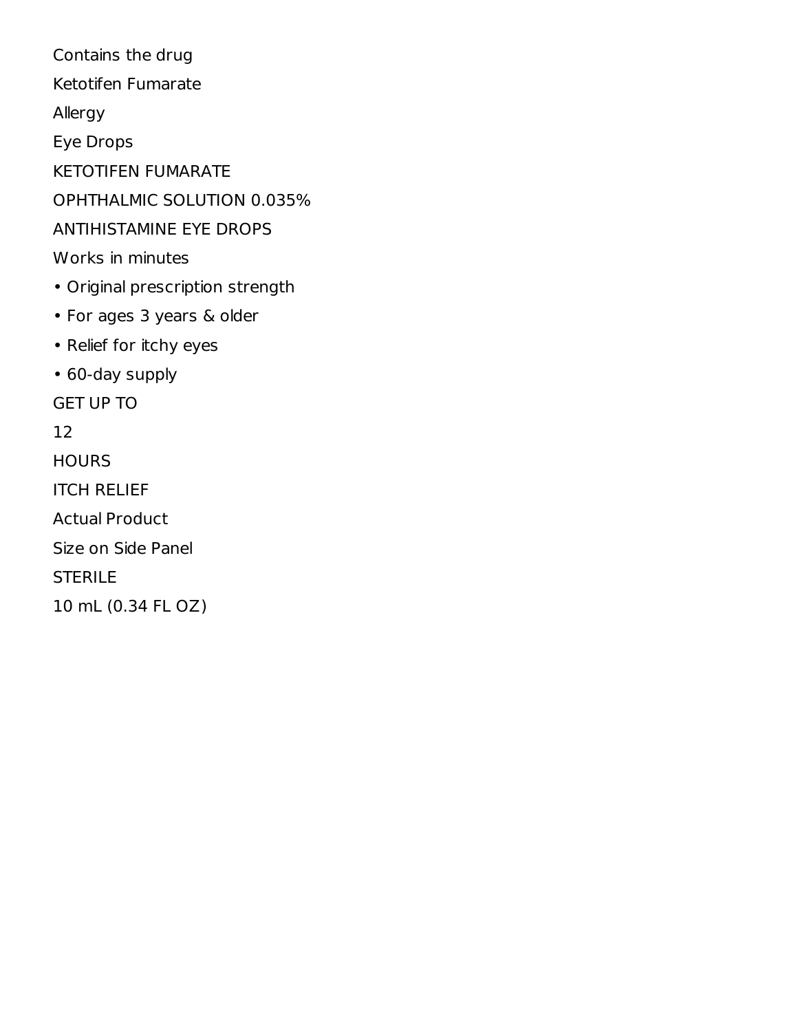Contains the drug

Ketotifen Fumarate

Allergy

Eye Drops

KETOTIFEN FUMARATE

OPHTHALMIC SOLUTION 0.035%

ANTIHISTAMINE EYE DROPS

Works in minutes

- Original prescription strength
- For ages 3 years & older
- Relief for itchy eyes
- 60-day supply

GET UP TO

12

HOURS

ITCH RELIEF

Actual Product

Size on Side Panel

STERILE

10 mL (0.34 FL OZ)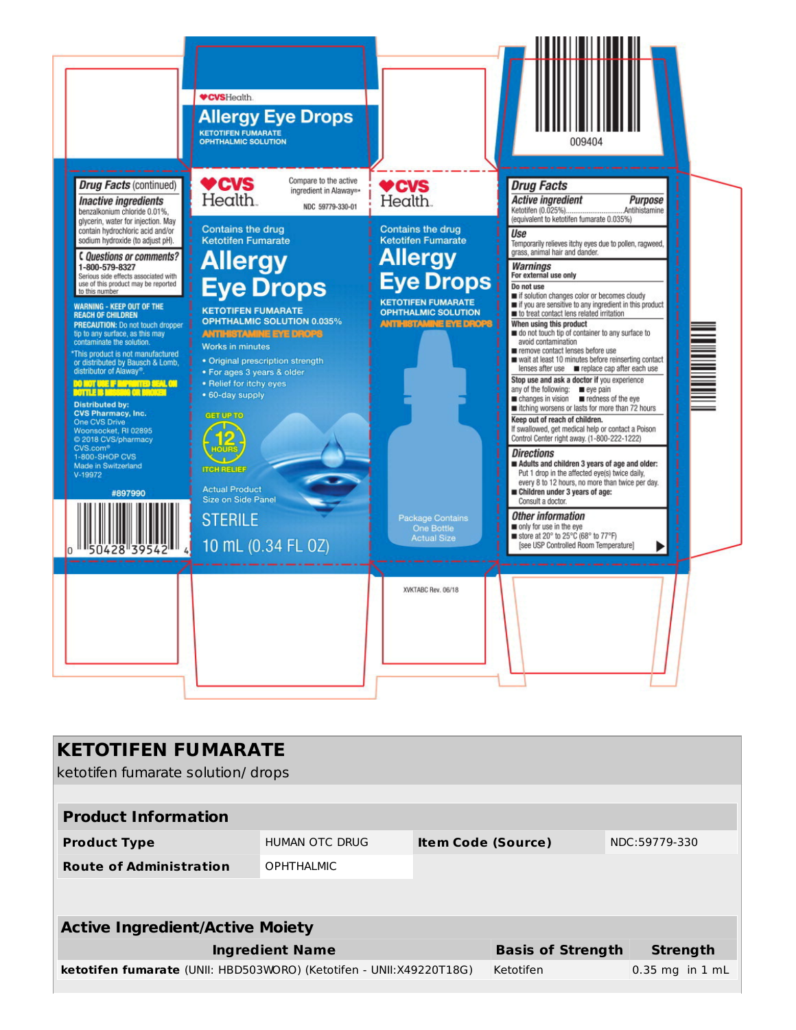♥CVSHealth

## Allergy Eye Drops

KETOTIFEN FUMARATE OPHTHALMIC SOLUTION

### Drug Facts (continued)

**Inactive ingredients**
benzalkonium chloride 0.01%, glycerin, water for injection. May contain hydrochloric acid and/or sodium hydroxide (to adjust pH).

**Questions or comments?**
1-800-579-8327
Serious side effects associated with use of this product may be reported to this number

**WARNING - KEEP OUT OF THE REACH OF CHILDREN**
**PRECAUTION:** Do not touch dropper tip to any surface, as this may contaminate the solution.

*This product is not manufactured or distributed by Bausch & Lomb, distributor of Alaway®.

**DO NOT USE IF IMPRINTED SEAL ON BOTTLE IS MISSING OR BROKEN**

**Distributed by:**
**CVS Pharmacy, Inc.**
One CVS Drive
Woonsocket, RI 02895
© 2018 CVS/pharmacy
CVS.com®
1-800-SHOP CVS
Made in Switzerland
V-19972

#897990

0 50428 39542 4

♥CVS Health

Compare to the active ingredient in Alaway®*

NDC 59779-330-01

Contains the drug Ketotifen Fumarate

## Allergy Eye Drops

KETOTIFEN FUMARATE OPHTHALMIC SOLUTION 0.035%

ANTIHISTAMINE EYE DROPS

Works in minutes

- Original prescription strength
- For ages 3 years & older
- Relief for itchy eyes
- 60-day supply

GET UP TO 12 HOURS ITCH RELIEF

Actual Product Size on Side Panel

STERILE

10 mL (0.34 FL OZ)

♥CVS Health

Contains the drug Ketotifen Fumarate

## Allergy Eye Drops

KETOTIFEN FUMARATE OPHTHALMIC SOLUTION

ANTIHISTAMINE EYE DROPS

Package Contains One Bottle Actual Size

XVKTABC Rev. 06/18

009404

### Drug Facts

| Active ingredient | Purpose |
|---|---|
| Ketotifen (0.025%) (equivalent to ketotifen fumarate 0.035%) | Antihistamine |

**Use**
Temporarily relieves itchy eyes due to pollen, ragweed, grass, animal hair and dander.

**Warnings**
**For external use only**

**Do not use**
- if solution changes color or becomes cloudy
- if you are sensitive to any ingredient in this product
- to treat contact lens related irritation

**When using this product**
- do not touch tip of container to any surface to avoid contamination
- remove contact lenses before use
- wait at least 10 minutes before reinserting contact lenses after use
- replace cap after each use

**Stop use and ask a doctor if** you experience any of the following:
- eye pain
- changes in vision
- redness of the eye
- itching worsens or lasts for more than 72 hours

**Keep out of reach of children.**
If swallowed, get medical help or contact a Poison Control Center right away. (1-800-222-1222)

**Directions**
- **Adults and children 3 years of age and older:** Put 1 drop in the affected eye(s) twice daily, every 8 to 12 hours, no more than twice per day.
- **Children under 3 years of age:** Consult a doctor.

**Other information**
- only for use in the eye
- store at 20° to 25°C (68° to 77°F) [see USP Controlled Room Temperature]

## KETOTIFEN FUMARATE

ketotifen fumarate solution/ drops

| Product Information | | | |
|---|---|---|---|
| **Product Type** | HUMAN OTC DRUG | **Item Code (Source)** | NDC:59779-330 |
| **Route of Administration** | OPHTHALMIC | | |

| Active Ingredient/Active Moiety | | |
|---|---|---|
| **Ingredient Name** | **Basis of Strength** | **Strength** |
| **ketotifen fumarate** (UNII: HBD503WORO) (Ketotifen - UNII:X49220T18G) | Ketotifen | 0.35 mg in 1 mL |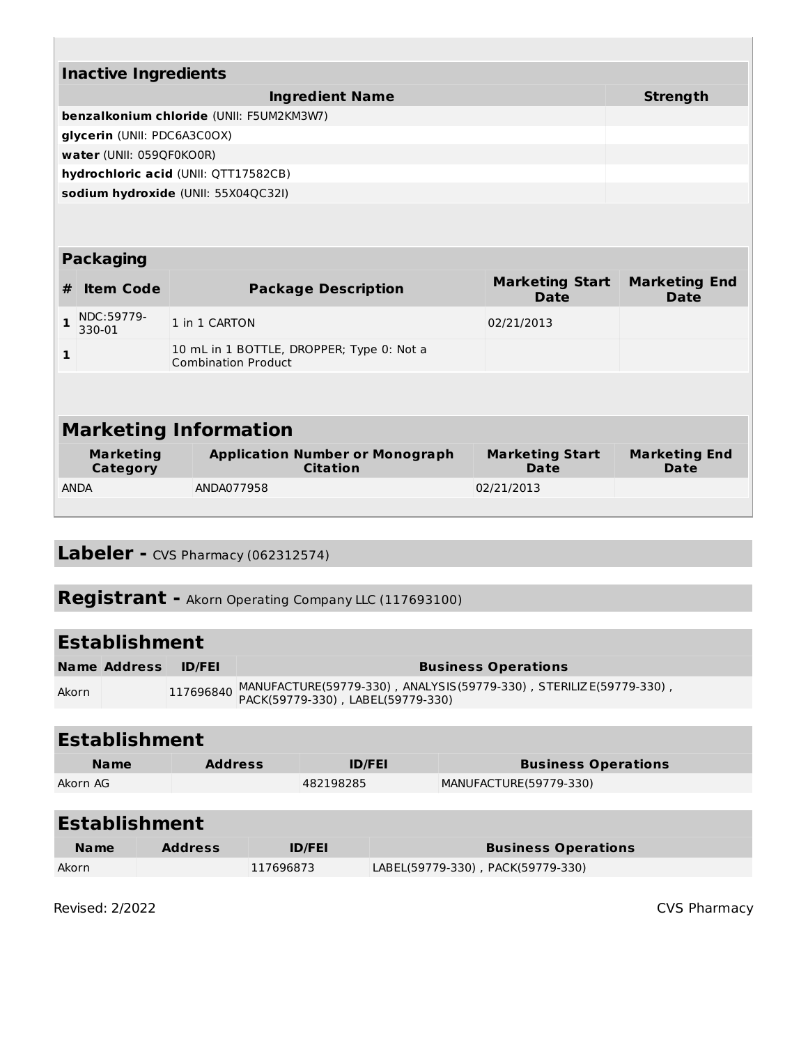| Inactive Ingredients | |
|---|---|
| **Ingredient Name** | **Strength** |
| **benzalkonium chloride** (UNII: F5UM2KM3W7) | |
| **glycerin** (UNII: PDC6A3C0OX) | |
| **water** (UNII: 059QF0KO0R) | |
| **hydrochloric acid** (UNII: QTT17582CB) | |
| **sodium hydroxide** (UNII: 55X04QC32I) | |

| Packaging | | | | |
|---|---|---|---|---|
| **#** | **Item Code** | **Package Description** | **Marketing Start Date** | **Marketing End Date** |
| 1 | NDC:59779-330-01 | 1 in 1 CARTON | 02/21/2013 | |
| 1 | | 10 mL in 1 BOTTLE, DROPPER; Type 0: Not a Combination Product | | |

| Marketing Information | | | |
|---|---|---|---|
| **Marketing Category** | **Application Number or Monograph Citation** | **Marketing Start Date** | **Marketing End Date** |
| ANDA | ANDA077958 | 02/21/2013 | |

## Labeler - CVS Pharmacy (062312574)

## Registrant - Akorn Operating Company LLC (117693100)

## Establishment

| Name | Address | ID/FEI | Business Operations |
|---|---|---|---|
| Akorn | | 117696840 | MANUFACTURE(59779-330) , ANALYSIS(59779-330) , STERILIZE(59779-330) , PACK(59779-330) , LABEL(59779-330) |

## Establishment

| Name | Address | ID/FEI | Business Operations |
|---|---|---|---|
| Akorn AG | | 482198285 | MANUFACTURE(59779-330) |

## Establishment

| Name | Address | ID/FEI | Business Operations |
|---|---|---|---|
| Akorn | | 117696873 | LABEL(59779-330) , PACK(59779-330) |

Revised: 2/2022

CVS Pharmacy